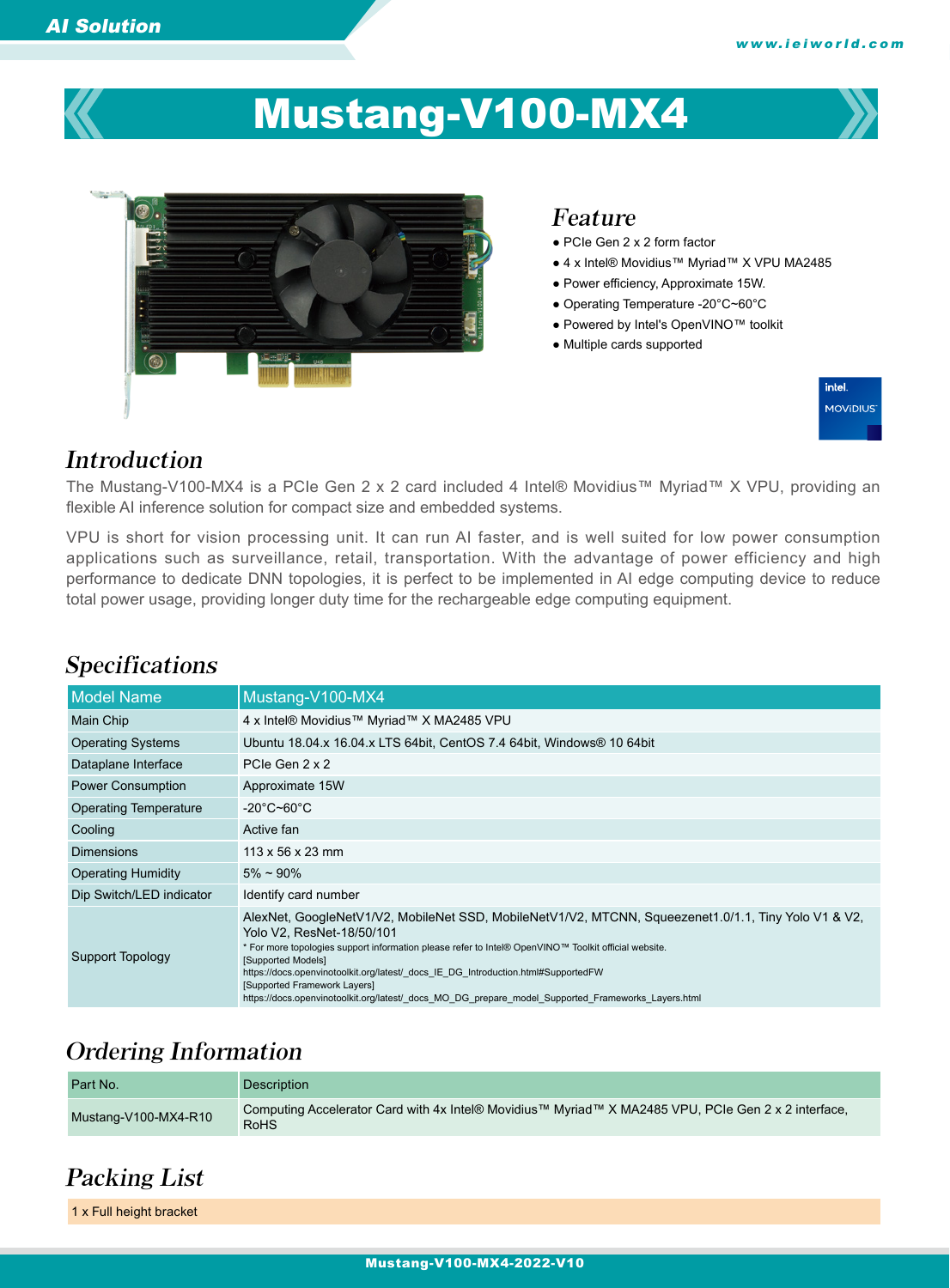# Mustang-V100-MX4

## Feature

- PCIe Gen 2 x 2 form factor
- 4 x Intel® Movidius™ Myriad™ X VPU MA2485
- Power efficiency, Approximate 15W.
- Operating Temperature -20°C~60°C
- Powered by Intel's OpenVINO™ toolkit
- Multiple cards supported

## Introduction

The Mustang-V100-MX4 is a PCIe Gen 2 x 2 card included 4 Intel® Movidius™ Myriad™ X VPU, providing an flexible AI inference solution for compact size and embedded systems.

VPU is short for vision processing unit. It can run AI faster, and is well suited for low power consumption applications such as surveillance, retail, transportation. With the advantage of power efficiency and high performance to dedicate DNN topologies, it is perfect to be implemented in AI edge computing device to reduce total power usage, providing longer duty time for the rechargeable edge computing equipment.

## Specifications

| Model Name | Mustang-V100-MX4 |
|---|---|
| Main Chip | 4 x Intel® Movidius™ Myriad™ X MA2485 VPU |
| Operating Systems | Ubuntu 18.04.x 16.04.x LTS 64bit, CentOS 7.4 64bit, Windows® 10 64bit |
| Dataplane Interface | PCIe Gen 2 x 2 |
| Power Consumption | Approximate 15W |
| Operating Temperature | -20°C~60°C |
| Cooling | Active fan |
| Dimensions | 113 x 56 x 23 mm |
| Operating Humidity | 5% ~ 90% |
| Dip Switch/LED indicator | Identify card number |
| Support Topology | AlexNet, GoogleNetV1/V2, MobileNet SSD, MobileNetV1/V2, MTCNN, Squeezenet1.0/1.1, Tiny Yolo V1 & V2, Yolo V2, ResNet-18/50/101<br>* For more topologies support information please refer to Intel® OpenVINO™ Toolkit official website.<br>[Supported Models]<br>https://docs.openvinotoolkit.org/latest/_docs_IE_DG_Introduction.html#SupportedFW<br>[Supported Framework Layers]<br>https://docs.openvinotoolkit.org/latest/_docs_MO_DG_prepare_model_Supported_Frameworks_Layers.html |

## Ordering Information

| Part No. | Description |
|---|---|
| Mustang-V100-MX4-R10 | Computing Accelerator Card with 4x Intel® Movidius™ Myriad™ X MA2485 VPU, PCIe Gen 2 x 2 interface, RoHS |

## Packing List

1 x Full height bracket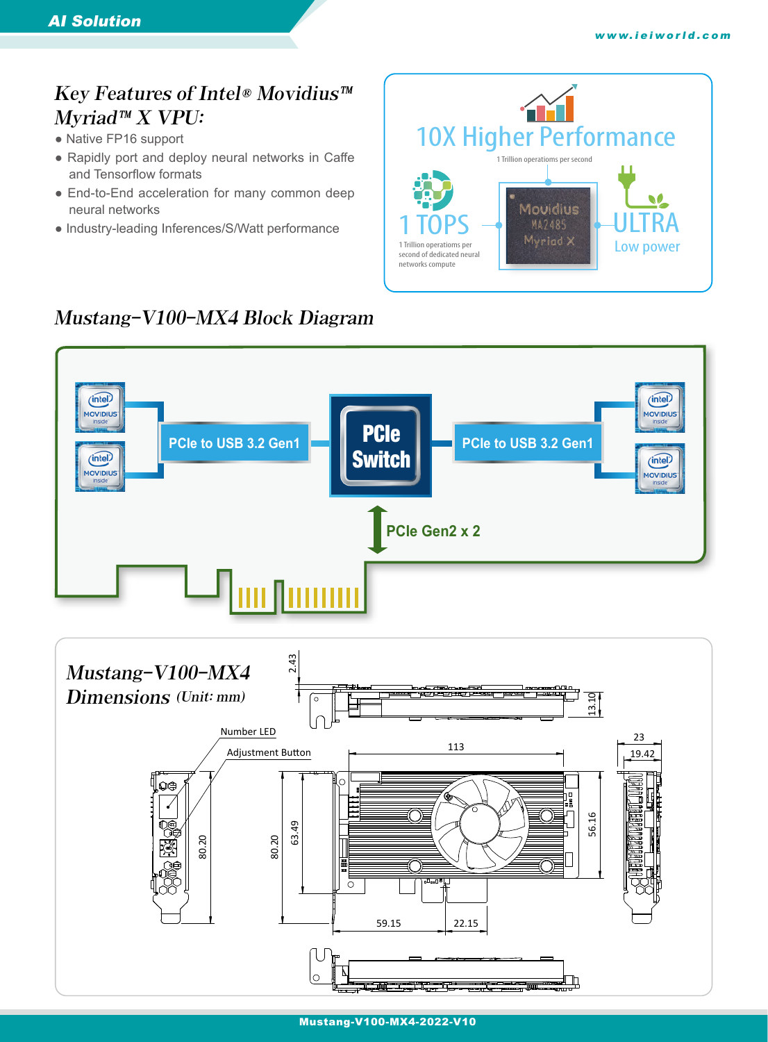AI Solution

www.ieiworld.com

## Key Features of Intel® Movidius™ Myriad™ X VPU:

- Native FP16 support
- Rapidly port and deploy neural networks in Caffe and Tensorflow formats
- End-to-End acceleration for many common deep neural networks
- Industry-leading Inferences/S/Watt performance

10X Higher Performance

1 Trillion operations per second

1 TOPS

1 Trillion operations per second of dedicated neural networks compute

Movidius MA2485 Myriad X

ULTRA

Low power

## Mustang-V100-MX4 Block Diagram

PCIe to USB 3.2 Gen1

PCIe Switch

PCIe to USB 3.2 Gen1

PCIe Gen2 x 2

## Mustang-V100-MX4 Dimensions (Unit: mm)

2.43

13.10

Number LED

Adjustment Button

113

23

19.42

80.20

80.20

63.49

56.16

59.15

22.15